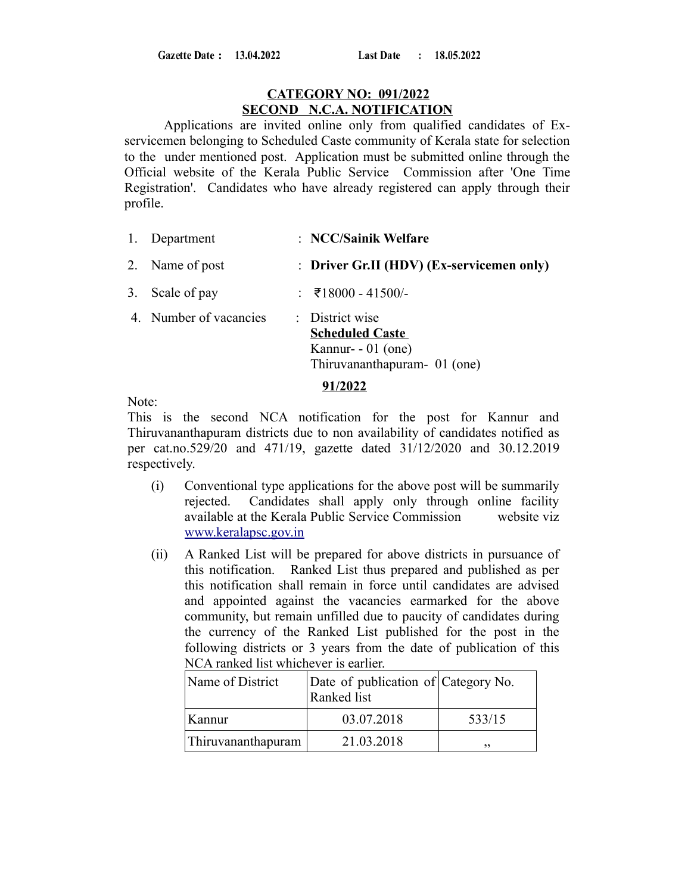**Gazette Date : 13.04.2022** **Last Date : 18.05.2022**

## CATEGORY NO: 091/2022
## SECOND N.C.A. NOTIFICATION

Applications are invited online only from qualified candidates of Ex-servicemen belonging to Scheduled Caste community of Kerala state for selection to the under mentioned post. Application must be submitted online through the Official website of the Kerala Public Service Commission after 'One Time Registration'. Candidates who have already registered can apply through their profile.

1. Department : **NCC/Sainik Welfare**
2. Name of post : **Driver Gr.II (HDV) (Ex-servicemen only)**
3. Scale of pay : ₹18000 - 41500/-
4. Number of vacancies : District wise
   **Scheduled Caste**
   Kannur- - 01 (one)
   Thiruvananthapuram- 01 (one)

**91/2022**

Note:
This is the second NCA notification for the post for Kannur and Thiruvananthapuram districts due to non availability of candidates notified as per cat.no.529/20 and 471/19, gazette dated 31/12/2020 and 30.12.2019 respectively.

(i) Conventional type applications for the above post will be summarily rejected. Candidates shall apply only through online facility available at the Kerala Public Service Commission website viz www.keralapsc.gov.in

(ii) A Ranked List will be prepared for above districts in pursuance of this notification. Ranked List thus prepared and published as per this notification shall remain in force until candidates are advised and appointed against the vacancies earmarked for the above community, but remain unfilled due to paucity of candidates during the currency of the Ranked List published for the post in the following districts or 3 years from the date of publication of this NCA ranked list whichever is earlier.

| Name of District | Date of publication of Ranked list | Category No. |
|---|---|---|
| Kannur | 03.07.2018 | 533/15 |
| Thiruvananthapuram | 21.03.2018 | ,, |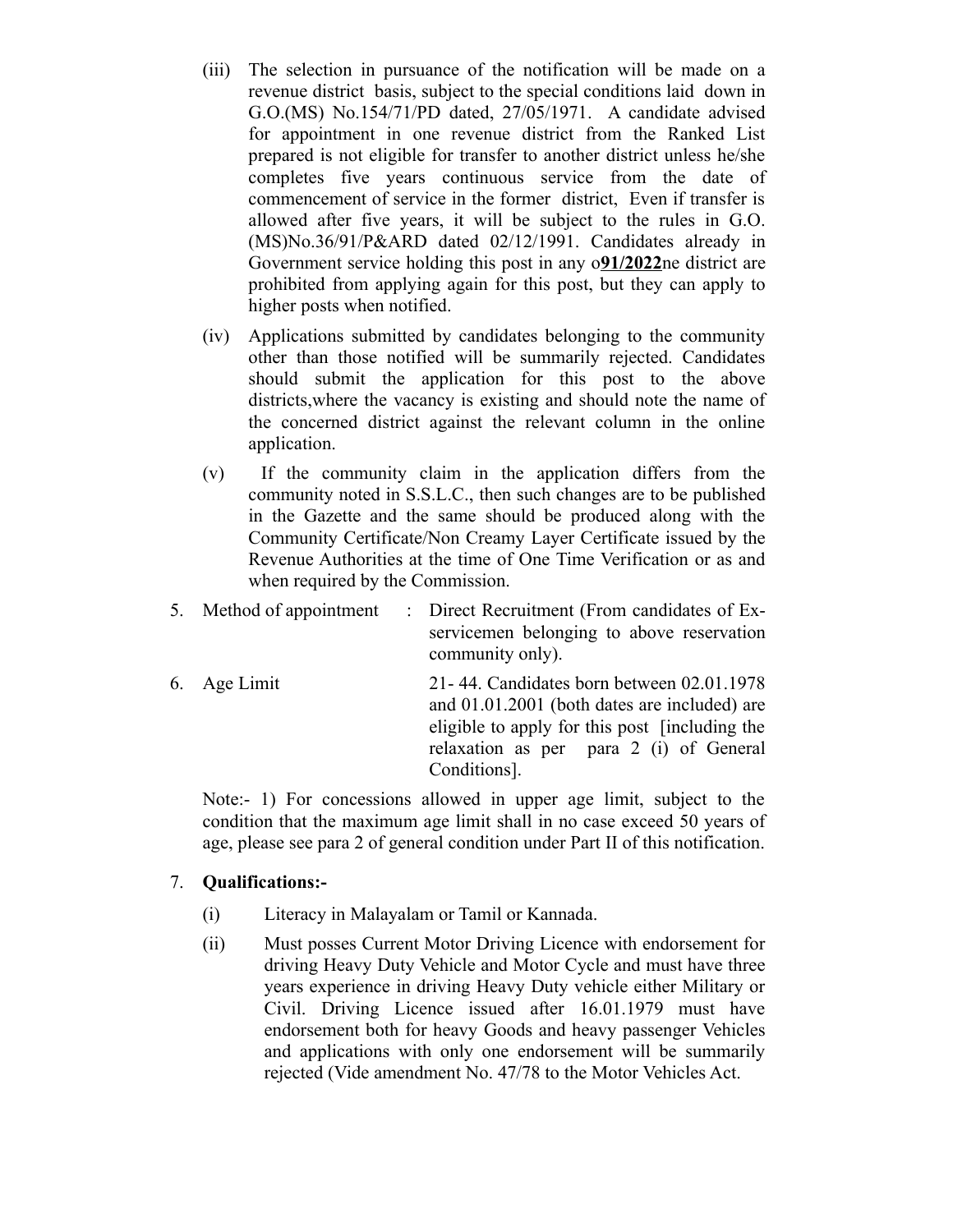(iii) The selection in pursuance of the notification will be made on a revenue district basis, subject to the special conditions laid down in G.O.(MS) No.154/71/PD dated, 27/05/1971. A candidate advised for appointment in one revenue district from the Ranked List prepared is not eligible for transfer to another district unless he/she completes five years continuous service from the date of commencement of service in the former district, Even if transfer is allowed after five years, it will be subject to the rules in G.O.(MS)No.36/91/P&ARD dated 02/12/1991. Candidates already in Government service holding this post in any o**91/2022**ne district are prohibited from applying again for this post, but they can apply to higher posts when notified.

(iv) Applications submitted by candidates belonging to the community other than those notified will be summarily rejected. Candidates should submit the application for this post to the above districts,where the vacancy is existing and should note the name of the concerned district against the relevant column in the online application.

(v) If the community claim in the application differs from the community noted in S.S.L.C., then such changes are to be published in the Gazette and the same should be produced along with the Community Certificate/Non Creamy Layer Certificate issued by the Revenue Authorities at the time of One Time Verification or as and when required by the Commission.

5. Method of appointment : Direct Recruitment (From candidates of Ex-servicemen belonging to above reservation community only).

6. Age Limit 21- 44. Candidates born between 02.01.1978 and 01.01.2001 (both dates are included) are eligible to apply for this post [including the relaxation as per para 2 (i) of General Conditions].

Note:- 1) For concessions allowed in upper age limit, subject to the condition that the maximum age limit shall in no case exceed 50 years of age, please see para 2 of general condition under Part II of this notification.

7. **Qualifications:-**

(i) Literacy in Malayalam or Tamil or Kannada.

(ii) Must posses Current Motor Driving Licence with endorsement for driving Heavy Duty Vehicle and Motor Cycle and must have three years experience in driving Heavy Duty vehicle either Military or Civil. Driving Licence issued after 16.01.1979 must have endorsement both for heavy Goods and heavy passenger Vehicles and applications with only one endorsement will be summarily rejected (Vide amendment No. 47/78 to the Motor Vehicles Act.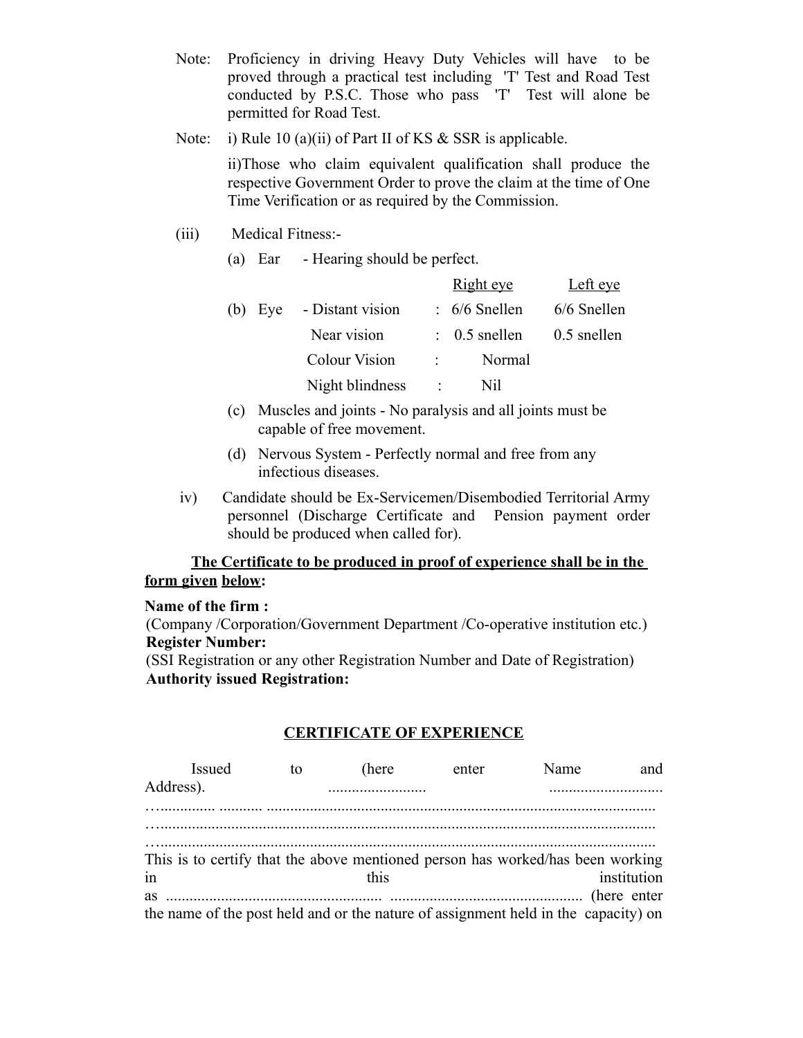Note: Proficiency in driving Heavy Duty Vehicles will have to be proved through a practical test including 'T' Test and Road Test conducted by P.S.C. Those who pass 'T' Test will alone be permitted for Road Test.

Note: i) Rule 10 (a)(ii) of Part II of KS & SSR is applicable.

ii)Those who claim equivalent qualification shall produce the respective Government Order to prove the claim at the time of One Time Verification or as required by the Commission.

(iii) Medical Fitness:-

(a) Ear - Hearing should be perfect.

| | | | Right eye | Left eye |
|---|---|---|---|---|
| (b) Eye | - Distant vision | : | 6/6 Snellen | 6/6 Snellen |
| | Near vision | : | 0.5 snellen | 0.5 snellen |
| | Colour Vision | : | Normal | |
| | Night blindness | : | Nil | |

(c) Muscles and joints - No paralysis and all joints must be capable of free movement.

(d) Nervous System - Perfectly normal and free from any infectious diseases.

iv) Candidate should be Ex-Servicemen/Disembodied Territorial Army personnel (Discharge Certificate and Pension payment order should be produced when called for).

**The Certificate to be produced in proof of experience shall be in the form given below:**

**Name of the firm :**
(Company /Corporation/Government Department /Co-operative institution etc.)
**Register Number:**
(SSI Registration or any other Registration Number and Date of Registration)
**Authority issued Registration:**

**CERTIFICATE OF EXPERIENCE**

Issued to (here enter Name and Address). ......................... ............................
…............. ........... ..................................................................................................
…............................................................................................................................
…............................................................................................................................
This is to certify that the above mentioned person has worked/has been working in this institution as ....................................................... ................................................ (here enter the name of the post held and or the nature of assignment held in the capacity) on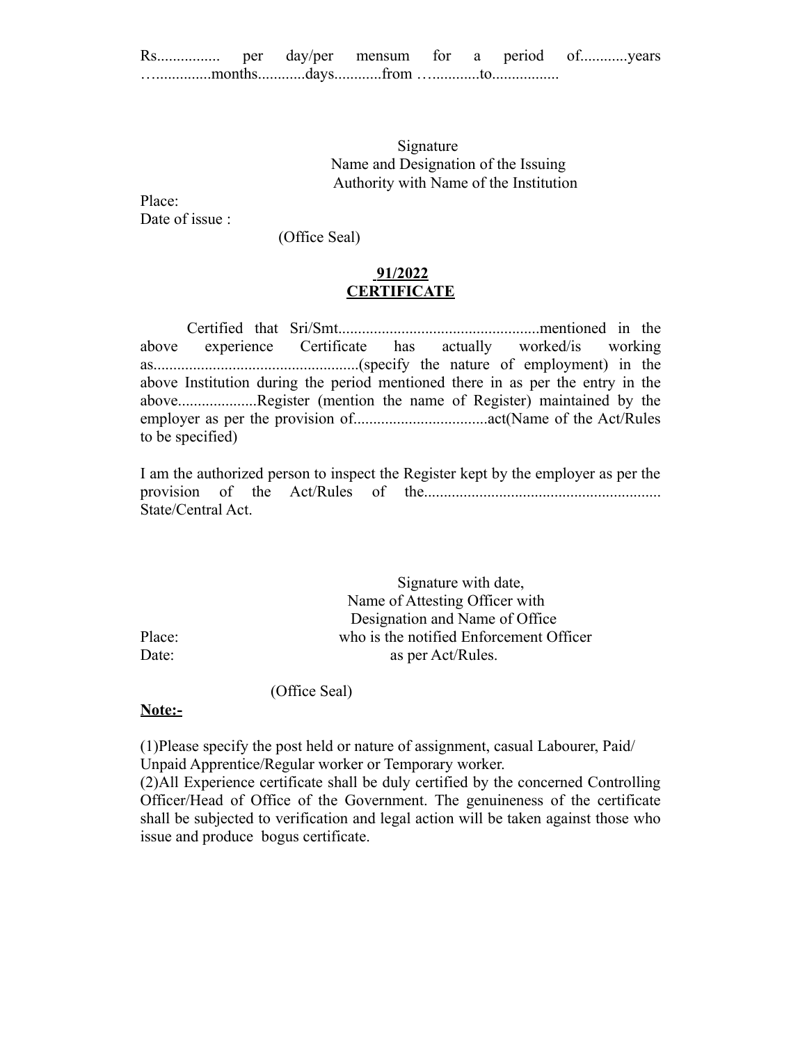Rs................ per day/per mensum for a period of............years …..............months............days............from …............to.................

Signature
Name and Designation of the Issuing
Authority with Name of the Institution

Place:
Date of issue :

(Office Seal)

**91/2022**
**CERTIFICATE**

Certified that Sri/Smt...................................................mentioned in the above experience Certificate has actually worked/is working as...................................................(specify the nature of employment) in the above Institution during the period mentioned there in as per the entry in the above....................Register (mention the name of Register) maintained by the employer as per the provision of..................................act(Name of the Act/Rules to be specified)

I am the authorized person to inspect the Register kept by the employer as per the provision of the Act/Rules of the........................................................... State/Central Act.

Signature with date,
Name of Attesting Officer with
Designation and Name of Office
who is the notified Enforcement Officer
as per Act/Rules.

Place:
Date:

(Office Seal)

**Note:-**

(1)Please specify the post held or nature of assignment, casual Labourer, Paid/ Unpaid Apprentice/Regular worker or Temporary worker.
(2)All Experience certificate shall be duly certified by the concerned Controlling Officer/Head of Office of the Government. The genuineness of the certificate shall be subjected to verification and legal action will be taken against those who issue and produce bogus certificate.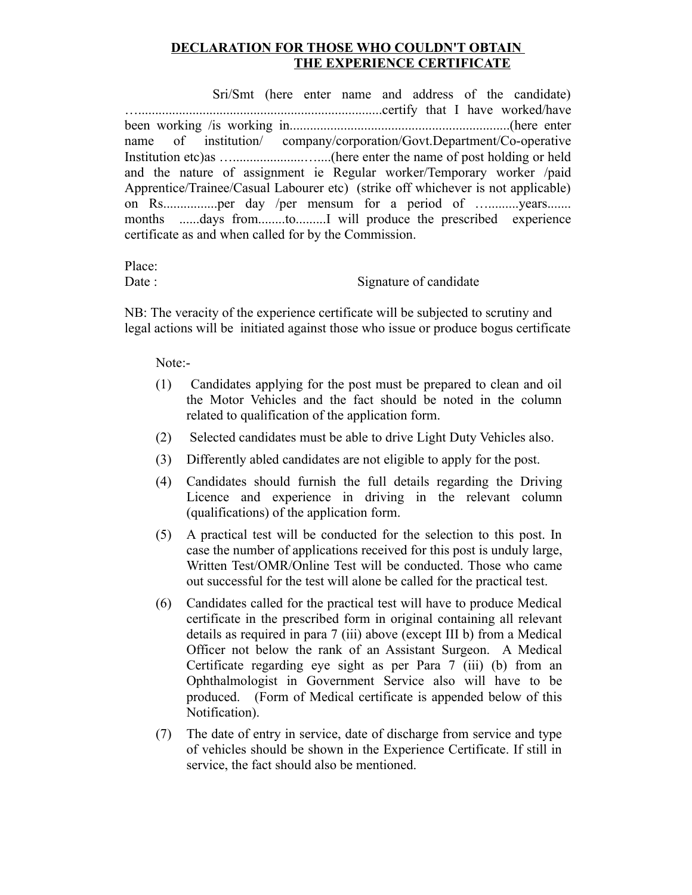## DECLARATION FOR THOSE WHO COULDN'T OBTAIN THE EXPERIENCE CERTIFICATE

Sri/Smt (here enter name and address of the candidate) …......................................................................certify that I have worked/have been working /is working in.................................................................(here enter name of institution/ company/corporation/Govt.Department/Co-operative Institution etc)as …....................…....(here enter the name of post holding or held and the nature of assignment ie Regular worker/Temporary worker /paid Apprentice/Trainee/Casual Labourer etc) (strike off whichever is not applicable) on Rs................per day /per mensum for a period of …..........years....... months ......days from........to.........I will produce the prescribed experience certificate as and when called for by the Commission.

Place:

Date : Signature of candidate

NB: The veracity of the experience certificate will be subjected to scrutiny and legal actions will be initiated against those who issue or produce bogus certificate

Note:-

(1) Candidates applying for the post must be prepared to clean and oil the Motor Vehicles and the fact should be noted in the column related to qualification of the application form.

(2) Selected candidates must be able to drive Light Duty Vehicles also.

(3) Differently abled candidates are not eligible to apply for the post.

(4) Candidates should furnish the full details regarding the Driving Licence and experience in driving in the relevant column (qualifications) of the application form.

(5) A practical test will be conducted for the selection to this post. In case the number of applications received for this post is unduly large, Written Test/OMR/Online Test will be conducted. Those who came out successful for the test will alone be called for the practical test.

(6) Candidates called for the practical test will have to produce Medical certificate in the prescribed form in original containing all relevant details as required in para 7 (iii) above (except III b) from a Medical Officer not below the rank of an Assistant Surgeon. A Medical Certificate regarding eye sight as per Para 7 (iii) (b) from an Ophthalmologist in Government Service also will have to be produced. (Form of Medical certificate is appended below of this Notification).

(7) The date of entry in service, date of discharge from service and type of vehicles should be shown in the Experience Certificate. If still in service, the fact should also be mentioned.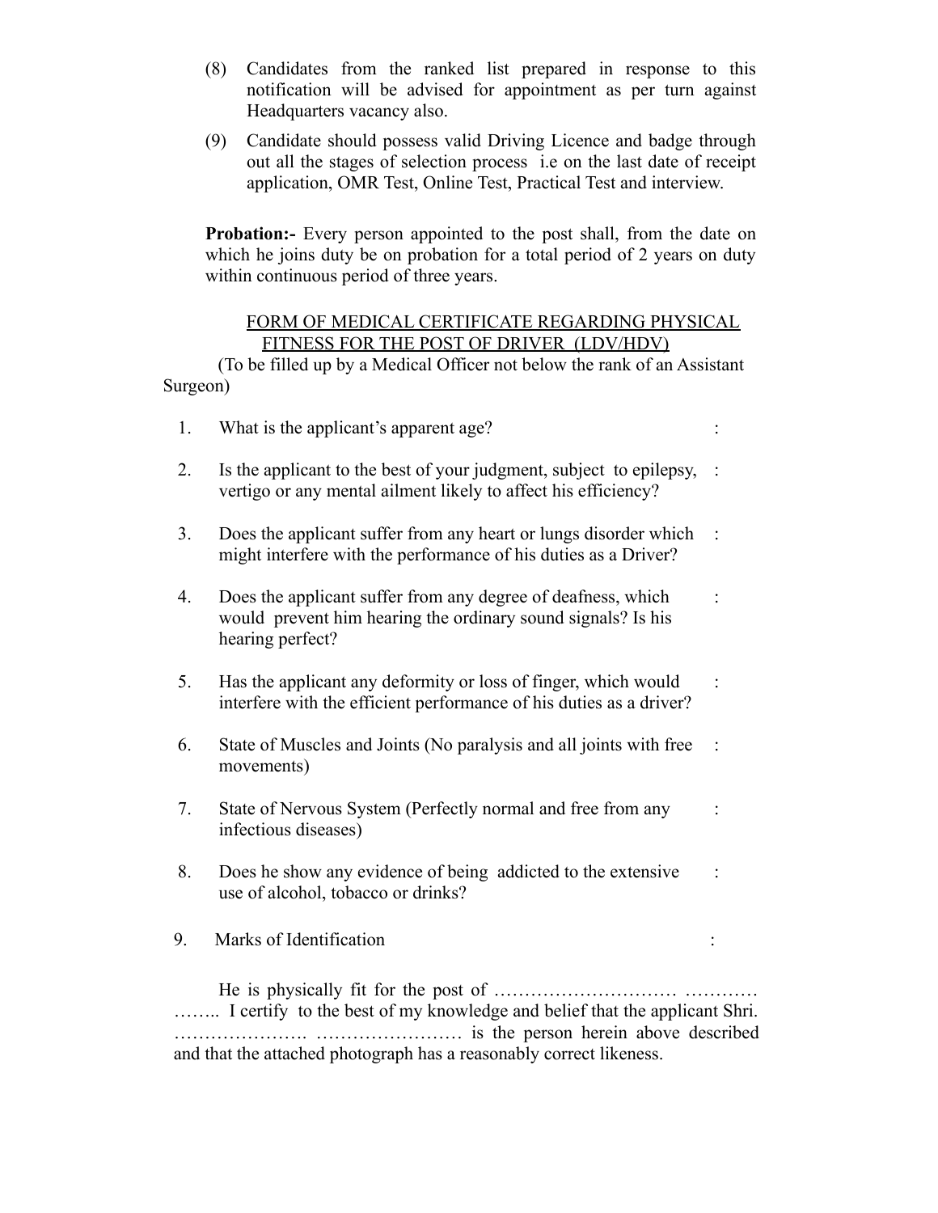(8) Candidates from the ranked list prepared in response to this notification will be advised for appointment as per turn against Headquarters vacancy also.

(9) Candidate should possess valid Driving Licence and badge through out all the stages of selection process i.e on the last date of receipt application, OMR Test, Online Test, Practical Test and interview.

**Probation:-** Every person appointed to the post shall, from the date on which he joins duty be on probation for a total period of 2 years on duty within continuous period of three years.

<u>FORM OF MEDICAL CERTIFICATE REGARDING PHYSICAL FITNESS FOR THE POST OF DRIVER (LDV/HDV)</u>

(To be filled up by a Medical Officer not below the rank of an Assistant Surgeon)

1. What is the applicant's apparent age? :

2. Is the applicant to the best of your judgment, subject to epilepsy, vertigo or any mental ailment likely to affect his efficiency? :

3. Does the applicant suffer from any heart or lungs disorder which might interfere with the performance of his duties as a Driver? :

4. Does the applicant suffer from any degree of deafness, which would prevent him hearing the ordinary sound signals? Is his hearing perfect? :

5. Has the applicant any deformity or loss of finger, which would interfere with the efficient performance of his duties as a driver? :

6. State of Muscles and Joints (No paralysis and all joints with free movements) :

7. State of Nervous System (Perfectly normal and free from any infectious diseases) :

8. Does he show any evidence of being addicted to the extensive use of alcohol, tobacco or drinks? :

9. Marks of Identification :

He is physically fit for the post of ……………………… ………… …….. I certify to the best of my knowledge and belief that the applicant Shri. …………………. …………………… is the person herein above described and that the attached photograph has a reasonably correct likeness.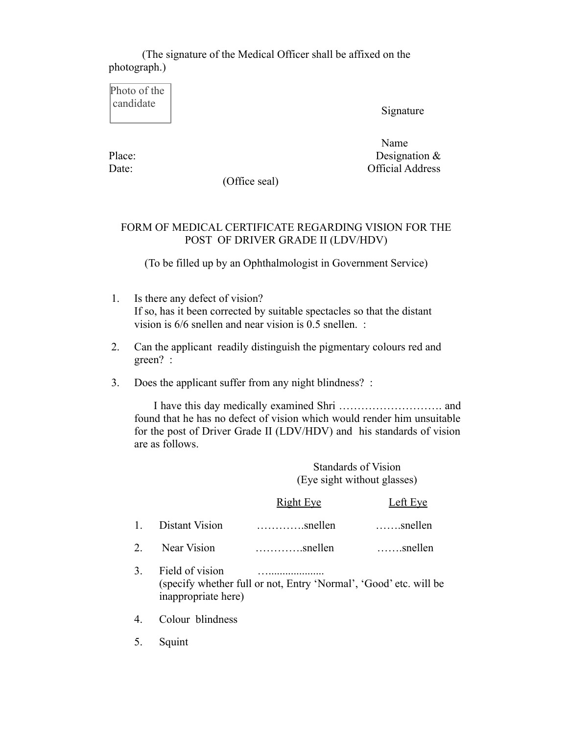(The signature of the Medical Officer shall be affixed on the photograph.)

Photo of the candidate

Signature

Name

Designation &

Official Address

Place:

Date:

(Office seal)

## FORM OF MEDICAL CERTIFICATE REGARDING VISION FOR THE POST OF DRIVER GRADE II (LDV/HDV)

(To be filled up by an Ophthalmologist in Government Service)

1. Is there any defect of vision?
   If so, has it been corrected by suitable spectacles so that the distant vision is 6/6 snellen and near vision is 0.5 snellen. :
2. Can the applicant readily distinguish the pigmentary colours red and green? :
3. Does the applicant suffer from any night blindness? :

I have this day medically examined Shri ………………………. and found that he has no defect of vision which would render him unsuitable for the post of Driver Grade II (LDV/HDV) and his standards of vision are as follows.

Standards of Vision
(Eye sight without glasses)

| | | Right Eye | Left Eye |
|---|---|---|---|
| 1. | Distant Vision | ………….snellen | …….snellen |
| 2. | Near Vision | ………….snellen | …….snellen |

3. Field of vision …...................
   (specify whether full or not, Entry 'Normal', 'Good' etc. will be inappropriate here)
4. Colour blindness
5. Squint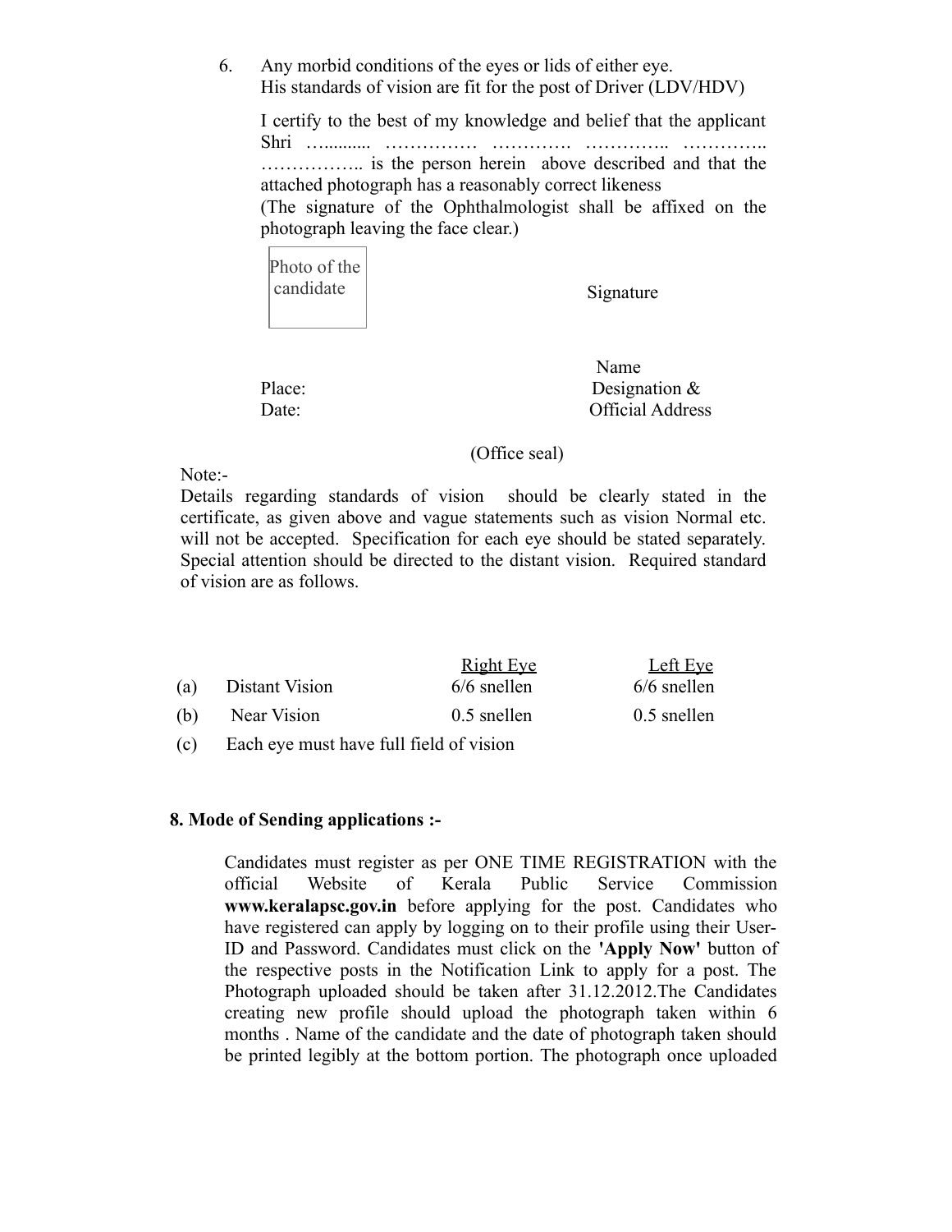6. Any morbid conditions of the eyes or lids of either eye.
   His standards of vision are fit for the post of Driver (LDV/HDV)

   I certify to the best of my knowledge and belief that the applicant Shri ….......... …………… …………. ………….. ………….. …………….. is the person herein above described and that the attached photograph has a reasonably correct likeness
   (The signature of the Ophthalmologist shall be affixed on the photograph leaving the face clear.)

| Photo of the candidate |

Signature

Name

Place: Designation &

Date: Official Address

(Office seal)

Note:-

Details regarding standards of vision should be clearly stated in the certificate, as given above and vague statements such as vision Normal etc. will not be accepted. Specification for each eye should be stated separately. Special attention should be directed to the distant vision. Required standard of vision are as follows.

| | | Right Eye | Left Eye |
|---|---|---|---|
| (a) | Distant Vision | 6/6 snellen | 6/6 snellen |
| (b) | Near Vision | 0.5 snellen | 0.5 snellen |
| (c) | Each eye must have full field of vision | | |

**8. Mode of Sending applications :-**

Candidates must register as per ONE TIME REGISTRATION with the official Website of Kerala Public Service Commission **www.keralapsc.gov.in** before applying for the post. Candidates who have registered can apply by logging on to their profile using their User-ID and Password. Candidates must click on the **'Apply Now'** button of the respective posts in the Notification Link to apply for a post. The Photograph uploaded should be taken after 31.12.2012.The Candidates creating new profile should upload the photograph taken within 6 months . Name of the candidate and the date of photograph taken should be printed legibly at the bottom portion. The photograph once uploaded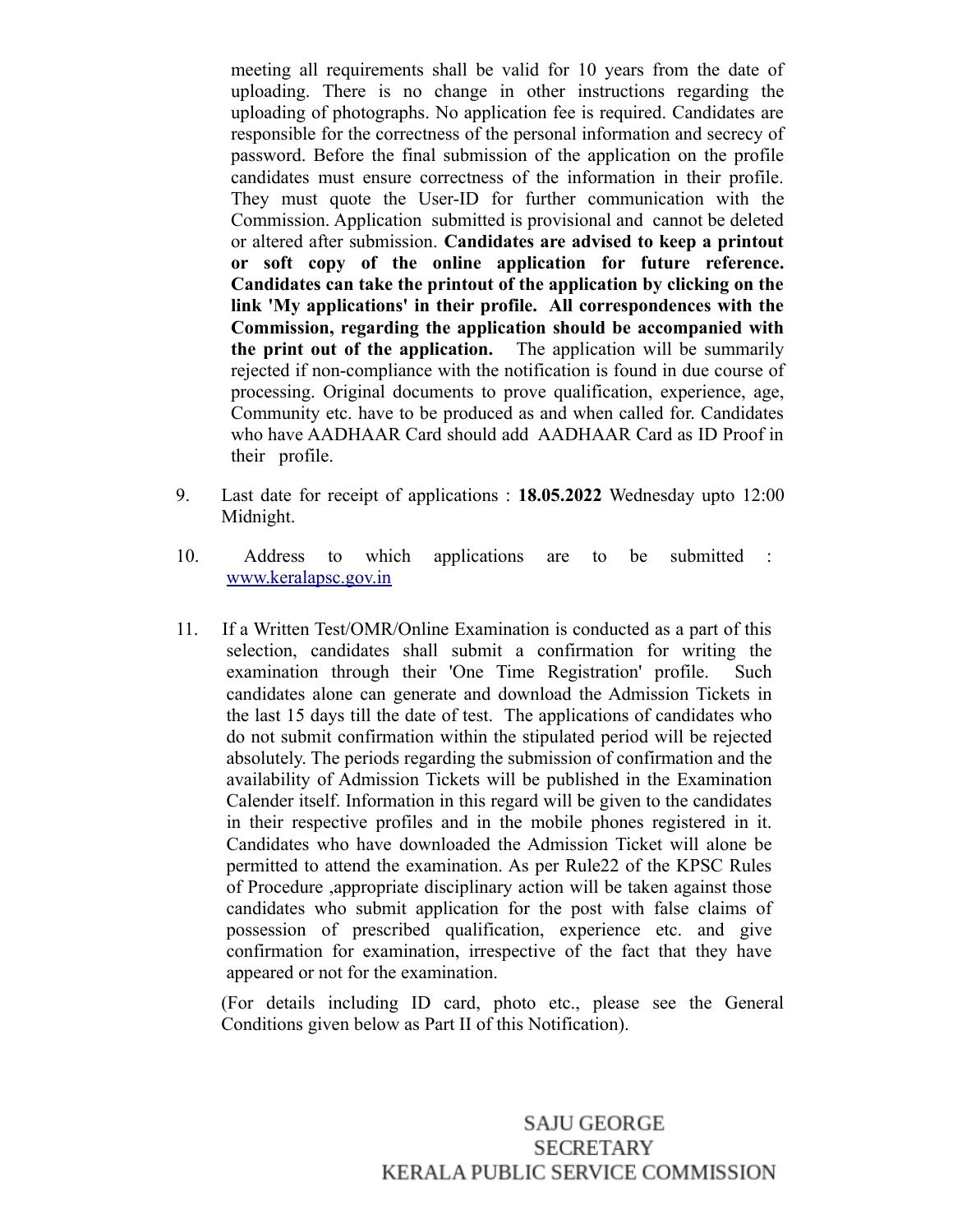meeting all requirements shall be valid for 10 years from the date of uploading. There is no change in other instructions regarding the uploading of photographs. No application fee is required. Candidates are responsible for the correctness of the personal information and secrecy of password. Before the final submission of the application on the profile candidates must ensure correctness of the information in their profile. They must quote the User-ID for further communication with the Commission. Application submitted is provisional and cannot be deleted or altered after submission. **Candidates are advised to keep a printout or soft copy of the online application for future reference. Candidates can take the printout of the application by clicking on the link 'My applications' in their profile. All correspondences with the Commission, regarding the application should be accompanied with the print out of the application.** The application will be summarily rejected if non-compliance with the notification is found in due course of processing. Original documents to prove qualification, experience, age, Community etc. have to be produced as and when called for. Candidates who have AADHAAR Card should add AADHAAR Card as ID Proof in their profile.

9. Last date for receipt of applications : **18.05.2022** Wednesday upto 12:00 Midnight.

10. Address to which applications are to be submitted : www.keralapsc.gov.in

11. If a Written Test/OMR/Online Examination is conducted as a part of this selection, candidates shall submit a confirmation for writing the examination through their 'One Time Registration' profile. Such candidates alone can generate and download the Admission Tickets in the last 15 days till the date of test. The applications of candidates who do not submit confirmation within the stipulated period will be rejected absolutely. The periods regarding the submission of confirmation and the availability of Admission Tickets will be published in the Examination Calender itself. Information in this regard will be given to the candidates in their respective profiles and in the mobile phones registered in it. Candidates who have downloaded the Admission Ticket will alone be permitted to attend the examination. As per Rule22 of the KPSC Rules of Procedure ,appropriate disciplinary action will be taken against those candidates who submit application for the post with false claims of possession of prescribed qualification, experience etc. and give confirmation for examination, irrespective of the fact that they have appeared or not for the examination.

(For details including ID card, photo etc., please see the General Conditions given below as Part II of this Notification).

SAJU GEORGE
SECRETARY
KERALA PUBLIC SERVICE COMMISSION